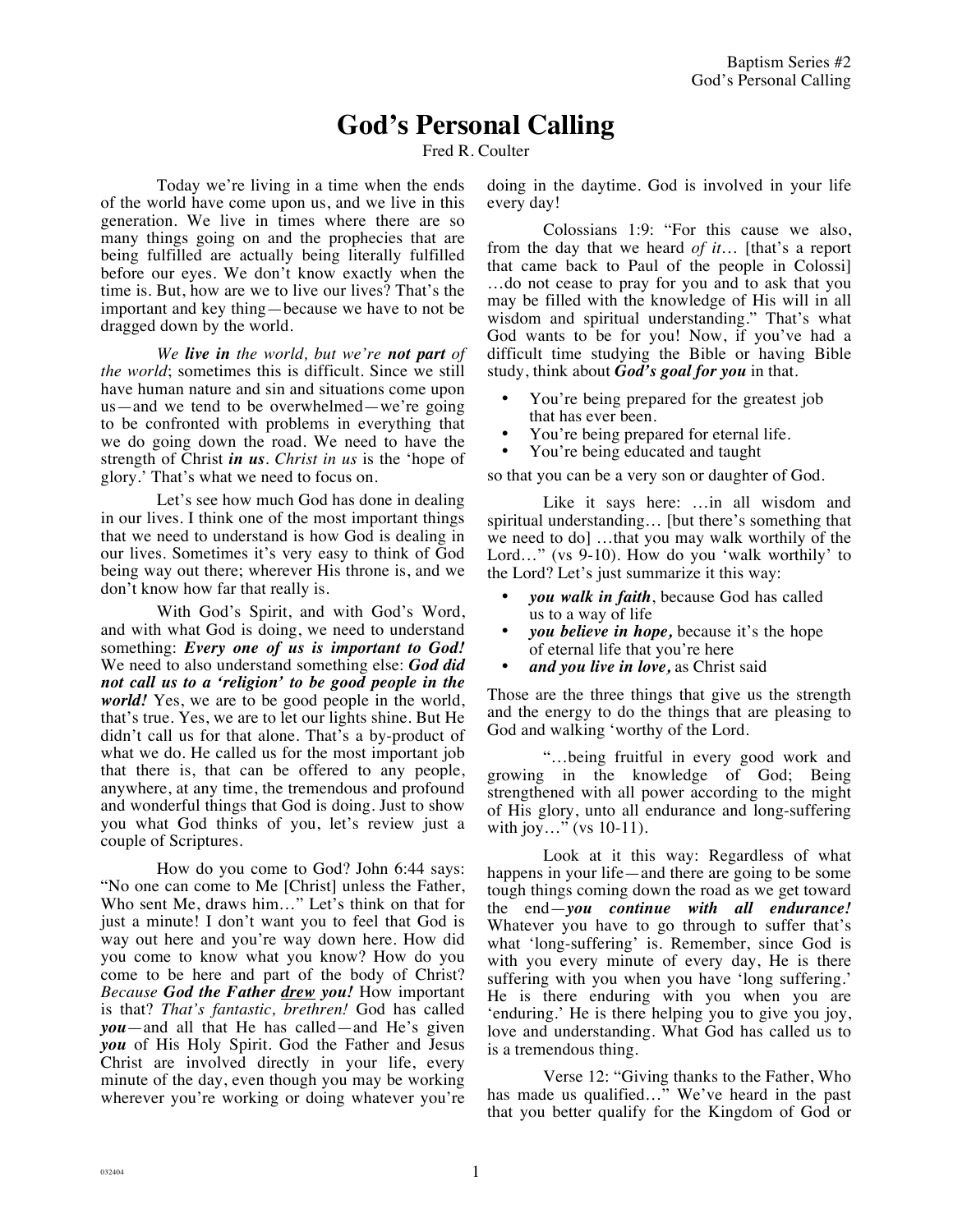# God's Personal Calling

Fred R. Coulter

Today we're living in a time when the ends of the world have come upon us, and we live in this generation. We live in times where there are so many things going on and the prophecies that are being fulfilled are actually being literally fulfilled before our eyes. We don't know exactly when the time is. But, how are we to live our lives? That's the important and key thing—because we have to not be dragged down by the world.

*We **live in** the world, but we're **not part** of the world*; sometimes this is difficult. Since we still have human nature and sin and situations come upon us—and we tend to be overwhelmed—we're going to be confronted with problems in everything that we do going down the road. We need to have the strength of Christ ***in us***. *Christ in us* is the 'hope of glory.' That's what we need to focus on.

Let's see how much God has done in dealing in our lives. I think one of the most important things that we need to understand is how God is dealing in our lives. Sometimes it's very easy to think of God being way out there; wherever His throne is, and we don't know how far that really is.

With God's Spirit, and with God's Word, and with what God is doing, we need to understand something: ***Every one of us is important to God!*** We need to also understand something else: ***God did not call us to a 'religion' to be good people in the world!*** Yes, we are to be good people in the world, that's true. Yes, we are to let our lights shine. But He didn't call us for that alone. That's a by-product of what we do. He called us for the most important job that there is, that can be offered to any people, anywhere, at any time, the tremendous and profound and wonderful things that God is doing. Just to show you what God thinks of you, let's review just a couple of Scriptures.

How do you come to God? John 6:44 says: "No one can come to Me [Christ] unless the Father, Who sent Me, draws him…" Let's think on that for just a minute! I don't want you to feel that God is way out here and you're way down here. How did you come to know what you know? How do you come to be here and part of the body of Christ? *Because **God the Father <u>drew</u> you!*** How important is that? *That's fantastic, brethren!* God has called ***you***—and all that He has called—and He's given ***you*** of His Holy Spirit. God the Father and Jesus Christ are involved directly in your life, every minute of the day, even though you may be working wherever you're working or doing whatever you're doing in the daytime. God is involved in your life every day!

Colossians 1:9: "For this cause we also, from the day that we heard *of it*… [that's a report that came back to Paul of the people in Colossi] …do not cease to pray for you and to ask that you may be filled with the knowledge of His will in all wisdom and spiritual understanding." That's what God wants to be for you! Now, if you've had a difficult time studying the Bible or having Bible study, think about ***God's goal for you*** in that.

- You're being prepared for the greatest job that has ever been.
- You're being prepared for eternal life.
- You're being educated and taught

so that you can be a very son or daughter of God.

Like it says here: …in all wisdom and spiritual understanding… [but there's something that we need to do] …that you may walk worthily of the Lord…" (vs 9-10). How do you 'walk worthily' to the Lord? Let's just summarize it this way:

- ***you walk in faith***, because God has called us to a way of life
- ***you believe in hope,*** because it's the hope of eternal life that you're here
- ***and you live in love,*** as Christ said

Those are the three things that give us the strength and the energy to do the things that are pleasing to God and walking 'worthy of the Lord.

"…being fruitful in every good work and growing in the knowledge of God; Being strengthened with all power according to the might of His glory, unto all endurance and long-suffering with joy…" (vs 10-11).

Look at it this way: Regardless of what happens in your life—and there are going to be some tough things coming down the road as we get toward the end—***you continue with all endurance!*** Whatever you have to go through to suffer that's what 'long-suffering' is. Remember, since God is with you every minute of every day, He is there suffering with you when you have 'long suffering.' He is there enduring with you when you are 'enduring.' He is there helping you to give you joy, love and understanding. What God has called us to is a tremendous thing.

Verse 12: "Giving thanks to the Father, Who has made us qualified…" We've heard in the past that you better qualify for the Kingdom of God or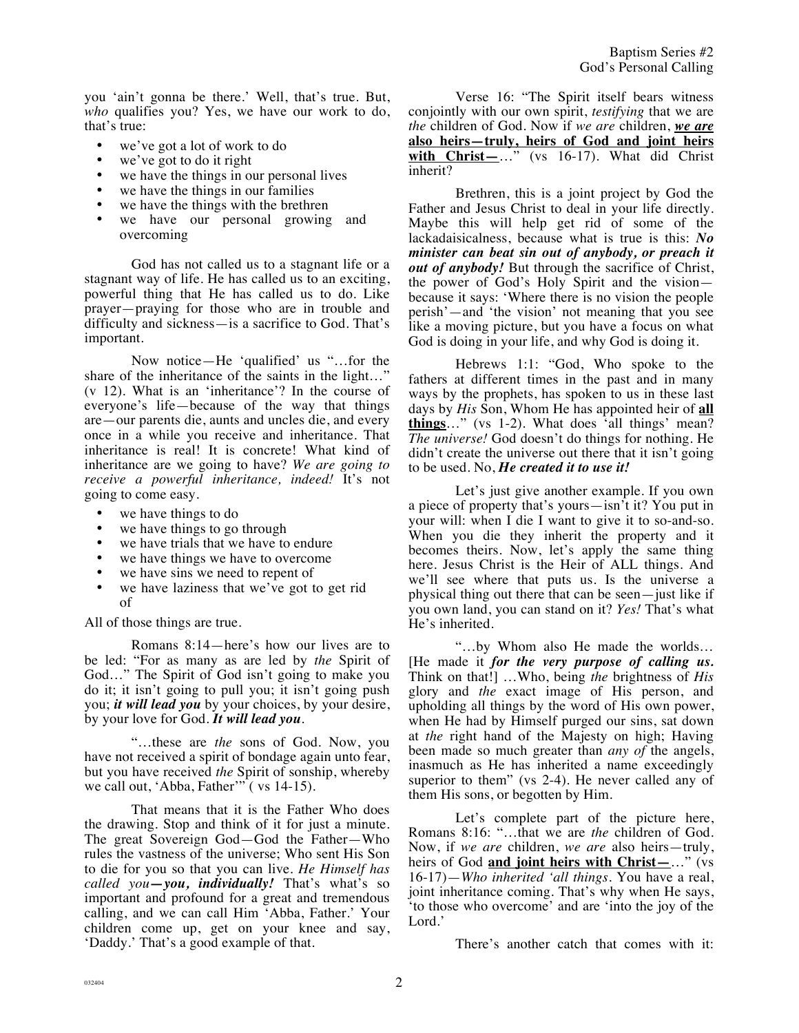you 'ain't gonna be there.' Well, that's true. But, *who* qualifies you? Yes, we have our work to do, that's true:

- we've got a lot of work to do
- we've got to do it right
- we have the things in our personal lives
- we have the things in our families
- we have the things with the brethren
- we have our personal growing and overcoming

God has not called us to a stagnant life or a stagnant way of life. He has called us to an exciting, powerful thing that He has called us to do. Like prayer—praying for those who are in trouble and difficulty and sickness—is a sacrifice to God. That's important.

Now notice—He 'qualified' us "…for the share of the inheritance of the saints in the light…" (v 12). What is an 'inheritance'? In the course of everyone's life—because of the way that things are—our parents die, aunts and uncles die, and every once in a while you receive and inheritance. That inheritance is real! It is concrete! What kind of inheritance are we going to have? *We are going to receive a powerful inheritance, indeed!* It's not going to come easy.

- we have things to do
- we have things to go through
- we have trials that we have to endure
- we have things we have to overcome
- we have sins we need to repent of
- we have laziness that we've got to get rid of

All of those things are true.

Romans 8:14—here's how our lives are to be led: "For as many as are led by *the* Spirit of God…" The Spirit of God isn't going to make you do it; it isn't going to pull you; it isn't going push you; ***it will lead you*** by your choices, by your desire, by your love for God. ***It will lead you***.

"…these are *the* sons of God. Now, you have not received a spirit of bondage again unto fear, but you have received *the* Spirit of sonship, whereby we call out, 'Abba, Father'" ( vs 14-15).

That means that it is the Father Who does the drawing. Stop and think of it for just a minute. The great Sovereign God—God the Father—Who rules the vastness of the universe; Who sent His Son to die for you so that you can live. *He Himself has called you****—you, individually!*** That's what's so important and profound for a great and tremendous calling, and we can call Him 'Abba, Father.' Your children come up, get on your knee and say, 'Daddy.' That's a good example of that.

Verse 16: "The Spirit itself bears witness conjointly with our own spirit, *testifying* that we are *the* children of God. Now if *we are* children, ***we are* also heirs—truly, heirs of God and joint heirs with Christ—**…" (vs 16-17). What did Christ inherit?

Brethren, this is a joint project by God the Father and Jesus Christ to deal in your life directly. Maybe this will help get rid of some of the lackadaisicalness, because what is true is this: ***No minister can beat sin out of anybody, or preach it out of anybody!*** But through the sacrifice of Christ, the power of God's Holy Spirit and the vision—because it says: 'Where there is no vision the people perish'—and 'the vision' not meaning that you see like a moving picture, but you have a focus on what God is doing in your life, and why God is doing it.

Hebrews 1:1: "God, Who spoke to the fathers at different times in the past and in many ways by the prophets, has spoken to us in these last days by *His* Son, Whom He has appointed heir of **all things**…" (vs 1-2). What does 'all things' mean? *The universe!* God doesn't do things for nothing. He didn't create the universe out there that it isn't going to be used. No, ***He created it to use it!***

Let's just give another example. If you own a piece of property that's yours—isn't it? You put in your will: when I die I want to give it to so-and-so. When you die they inherit the property and it becomes theirs. Now, let's apply the same thing here. Jesus Christ is the Heir of ALL things. And we'll see where that puts us. Is the universe a physical thing out there that can be seen—just like if you own land, you can stand on it? *Yes!* That's what He's inherited.

"…by Whom also He made the worlds… [He made it ***for the very purpose of calling us.*** Think on that!] …Who, being *the* brightness of *His* glory and *the* exact image of His person, and upholding all things by the word of His own power, when He had by Himself purged our sins, sat down at *the* right hand of the Majesty on high; Having been made so much greater than *any of* the angels, inasmuch as He has inherited a name exceedingly superior to them" (vs 2-4). He never called any of them His sons, or begotten by Him.

Let's complete part of the picture here, Romans 8:16: "…that we are *the* children of God. Now, if *we are* children, *we are* also heirs—truly, heirs of God **and joint heirs with Christ—**…" (vs 16-17)—*Who inherited 'all things.* You have a real, joint inheritance coming. That's why when He says, 'to those who overcome' and are 'into the joy of the Lord.'

There's another catch that comes with it: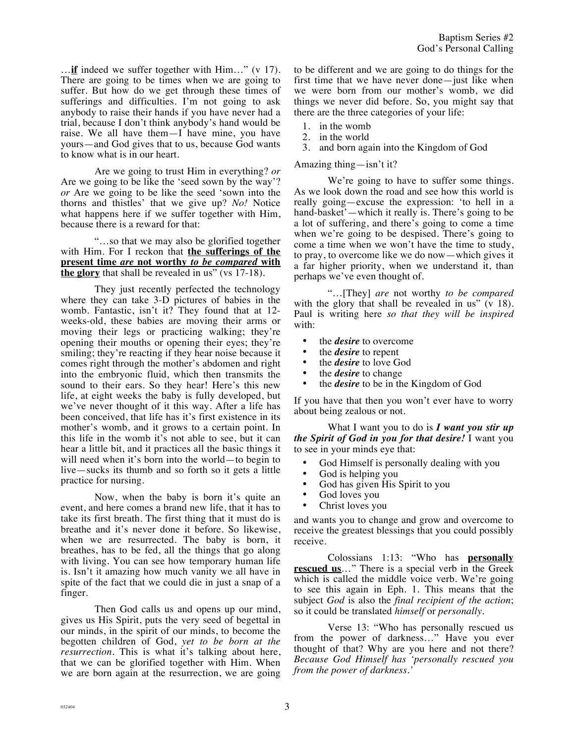…**if** indeed we suffer together with Him…" (v 17). There are going to be times when we are going to suffer. But how do we get through these times of sufferings and difficulties. I'm not going to ask anybody to raise their hands if you have never had a trial, because I don't think anybody's hand would be raise. We all have them—I have mine, you have yours—and God gives that to us, because God wants to know what is in our heart.

Are we going to trust Him in everything? *or* Are we going to be like the 'seed sown by the way'? *or* Are we going to be like the seed 'sown into the thorns and thistles' that we give up? *No!* Notice what happens here if we suffer together with Him, because there is a reward for that:

"…so that we may also be glorified together with Him. For I reckon that **the sufferings of the present time *are* not worthy *to be compared* with the glory** that shall be revealed in us" (vs 17-18).

They just recently perfected the technology where they can take 3-D pictures of babies in the womb. Fantastic, isn't it? They found that at 12-weeks-old, these babies are moving their arms or moving their legs or practicing walking; they're opening their mouths or opening their eyes; they're smiling; they're reacting if they hear noise because it comes right through the mother's abdomen and right into the embryonic fluid, which then transmits the sound to their ears. So they hear! Here's this new life, at eight weeks the baby is fully developed, but we've never thought of it this way. After a life has been conceived, that life has it's first existence in its mother's womb, and it grows to a certain point. In this life in the womb it's not able to see, but it can hear a little bit, and it practices all the basic things it will need when it's born into the world—to begin to live—sucks its thumb and so forth so it gets a little practice for nursing.

Now, when the baby is born it's quite an event, and here comes a brand new life, that it has to take its first breath. The first thing that it must do is breathe and it's never done it before. So likewise, when we are resurrected. The baby is born, it breathes, has to be fed, all the things that go along with living. You can see how temporary human life is. Isn't it amazing how much vanity we all have in spite of the fact that we could die in just a snap of a finger.

Then God calls us and opens up our mind, gives us His Spirit, puts the very seed of begettal in our minds, in the spirit of our minds, to become the begotten children of God, *yet to be born at the resurrection*. This is what it's talking about here, that we can be glorified together with Him. When we are born again at the resurrection, we are going to be different and we are going to do things for the first time that we have never done—just like when we were born from our mother's womb, we did things we never did before. So, you might say that there are the three categories of your life:

1. in the womb
2. in the world
3. and born again into the Kingdom of God

Amazing thing—isn't it?

We're going to have to suffer some things. As we look down the road and see how this world is really going—excuse the expression: 'to hell in a hand-basket'—which it really is. There's going to be a lot of suffering, and there's going to come a time when we're going to be despised. There's going to come a time when we won't have the time to study, to pray, to overcome like we do now—which gives it a far higher priority, when we understand it, than perhaps we've even thought of.

"…[They] *are* not worthy *to be compared* with the glory that shall be revealed in us" (v 18). Paul is writing here *so that they will be inspired* with:

- the ***desire*** to overcome
- the ***desire*** to repent
- the ***desire*** to love God
- the ***desire*** to change
- the ***desire*** to be in the Kingdom of God

If you have that then you won't ever have to worry about being zealous or not.

What I want you to do is ***I want you stir up the Spirit of God in you for that desire!*** I want you to see in your minds eye that:

- God Himself is personally dealing with you
- God is helping you
- God has given His Spirit to you
- God loves you
- Christ loves you

and wants you to change and grow and overcome to receive the greatest blessings that you could possibly receive.

Colossians 1:13: "Who has **personally rescued us**…" There is a special verb in the Greek which is called the middle voice verb. We're going to see this again in Eph. 1. This means that the subject *God* is also the *final recipient of the action*; so it could be translated *himself* or *personally*.

Verse 13: "Who has personally rescued us from the power of darkness…" Have you ever thought of that? Why are you here and not there? *Because God Himself has 'personally rescued you from the power of darkness.'*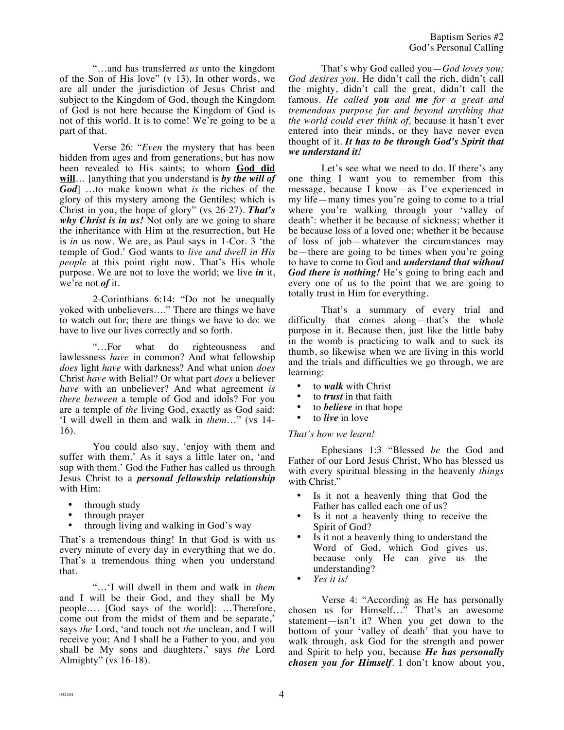"…and has transferred *us* unto the kingdom of the Son of His love" (v 13). In other words, we are all under the jurisdiction of Jesus Christ and subject to the Kingdom of God, though the Kingdom of God is not here because the Kingdom of God is not of this world. It is to come! We're going to be a part of that.

Verse 26: "*Even* the mystery that has been hidden from ages and from generations, but has now been revealed to His saints; to whom **God did will**… [anything that you understand is ***by the will of God***] …to make known what *is* the riches of the glory of this mystery among the Gentiles; which is Christ in you, the hope of glory" (vs 26-27). ***That's why Christ is in us!*** Not only are we going to share the inheritance with Him at the resurrection, but He is *in* us now. We are, as Paul says in 1-Cor. 3 'the temple of God.' God wants to *live and dwell in His people* at this point right now. That's His whole purpose. We are not to love the world; we live ***in*** it, we're not ***of*** it.

2-Corinthians 6:14: "Do not be unequally yoked with unbelievers…." There are things we have to watch out for; there are things we have to do: we have to live our lives correctly and so forth.

"…For what do righteousness and lawlessness *have* in common? And what fellowship *does* light *have* with darkness? And what union *does* Christ *have* with Belial? Or what part *does* a believer *have* with an unbeliever? And what agreement *is there between* a temple of God and idols? For you are a temple of *the* living God, exactly as God said: 'I will dwell in them and walk in *them*…" (vs 14-16).

You could also say, 'enjoy with them and suffer with them.' As it says a little later on, 'and sup with them.' God the Father has called us through Jesus Christ to a ***personal fellowship relationship*** with Him:

- through study
- through prayer
- through living and walking in God's way

That's a tremendous thing! In that God is with us every minute of every day in everything that we do. That's a tremendous thing when you understand that.

"…'I will dwell in them and walk in *them* and I will be their God, and they shall be My people…. [God says of the world]: …Therefore, come out from the midst of them and be separate,' says *the* Lord, 'and touch not *the* unclean, and I will receive you; And I shall be a Father to you, and you shall be My sons and daughters,' says *the* Lord Almighty" (vs 16-18).

That's why God called you—*God loves you; God desires you*. He didn't call the rich, didn't call the mighty, didn't call the great, didn't call the famous. *He called **you** and **me** for a great and tremendous purpose far and beyond anything that the world could ever think of,* because it hasn't ever entered into their minds, or they have never even thought of it. ***It has to be through God's Spirit that we understand it!***

Let's see what we need to do. If there's any one thing I want you to remember from this message, because I know—as I've experienced in my life—many times you're going to come to a trial where you're walking through your 'valley of death': whether it be because of sickness; whether it be because loss of a loved one; whether it be because of loss of job—whatever the circumstances may be—there are going to be times when you're going to have to come to God and ***understand that without God there is nothing!*** He's going to bring each and every one of us to the point that we are going to totally trust in Him for everything.

That's a summary of every trial and difficulty that comes along—that's the whole purpose in it. Because then, just like the little baby in the womb is practicing to walk and to suck its thumb, so likewise when we are living in this world and the trials and difficulties we go through, we are learning:

- to ***walk*** with Christ
- to ***trust*** in that faith
- to ***believe*** in that hope
- to ***live*** in love

*That's how we learn!*

Ephesians 1:3 "Blessed *be* the God and Father of our Lord Jesus Christ, Who has blessed us with every spiritual blessing in the heavenly *things* with Christ."

- Is it not a heavenly thing that God the Father has called each one of us?
- Is it not a heavenly thing to receive the Spirit of God?
- Is it not a heavenly thing to understand the Word of God, which God gives us, because only He can give us the understanding?
- *Yes it is!*

Verse 4: "According as He has personally chosen us for Himself…" That's an awesome statement—isn't it? When you get down to the bottom of your 'valley of death' that you have to walk through, ask God for the strength and power and Spirit to help you, because ***He has personally chosen you for Himself***. I don't know about you,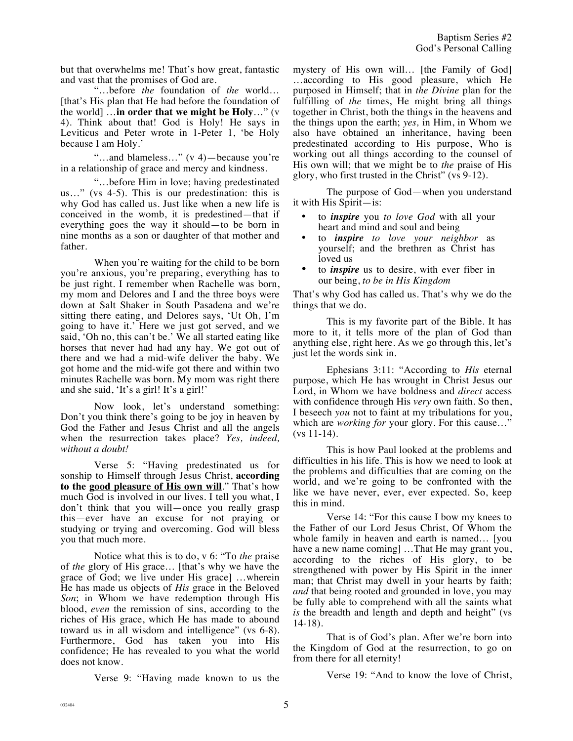but that overwhelms me! That's how great, fantastic and vast that the promises of God are.

"…before *the* foundation of *the* world… [that's His plan that He had before the foundation of the world] …**in order that we might be Holy**…" (v 4). Think about that! God is Holy! He says in Leviticus and Peter wrote in 1-Peter 1, 'be Holy because I am Holy.'

"…and blameless…" (v 4)—because you're in a relationship of grace and mercy and kindness.

"…before Him in love; having predestinated us…" (vs 4-5). This is our predestination: this is why God has called us. Just like when a new life is conceived in the womb, it is predestined—that if everything goes the way it should—to be born in nine months as a son or daughter of that mother and father.

When you're waiting for the child to be born you're anxious, you're preparing, everything has to be just right. I remember when Rachelle was born, my mom and Delores and I and the three boys were down at Salt Shaker in South Pasadena and we're sitting there eating, and Delores says, 'Ut Oh, I'm going to have it.' Here we just got served, and we said, 'Oh no, this can't be.' We all started eating like horses that never had had any hay. We got out of there and we had a mid-wife deliver the baby. We got home and the mid-wife got there and within two minutes Rachelle was born. My mom was right there and she said, 'It's a girl! It's a girl!'

Now look, let's understand something: Don't you think there's going to be joy in heaven by God the Father and Jesus Christ and all the angels when the resurrection takes place? *Yes, indeed, without a doubt!*

Verse 5: "Having predestinated us for sonship to Himself through Jesus Christ, **according to the <u>good pleasure of His own will</u>**." That's how much God is involved in our lives. I tell you what, I don't think that you will—once you really grasp this—ever have an excuse for not praying or studying or trying and overcoming. God will bless you that much more.

Notice what this is to do, v 6: "To *the* praise of *the* glory of His grace… [that's why we have the grace of God; we live under His grace] …wherein He has made us objects of *His* grace in the Beloved *Son*; in Whom we have redemption through His blood, *even* the remission of sins, according to the riches of His grace, which He has made to abound toward us in all wisdom and intelligence" (vs 6-8). Furthermore, God has taken you into His confidence; He has revealed to you what the world does not know.

Verse 9: "Having made known to us the mystery of His own will… [the Family of God] …according to His good pleasure, which He purposed in Himself; that in *the Divine* plan for the fulfilling of *the* times, He might bring all things together in Christ, both the things in the heavens and the things upon the earth; *yes,* in Him, in Whom we also have obtained an inheritance, having been predestinated according to His purpose, Who is working out all things according to the counsel of His own will; that we might be to *the* praise of His glory, who first trusted in the Christ" (vs 9-12).

The purpose of God—when you understand it with His Spirit—is:

- to ***inspire*** you *to love God* with all your heart and mind and soul and being
- to ***inspire*** *to love your neighbor* as yourself; and the brethren as Christ has loved us
- to ***inspire*** us to desire, with ever fiber in our being, *to be in His Kingdom*

That's why God has called us. That's why we do the things that we do.

This is my favorite part of the Bible. It has more to it, it tells more of the plan of God than anything else, right here. As we go through this, let's just let the words sink in.

Ephesians 3:11: "According to *His* eternal purpose, which He has wrought in Christ Jesus our Lord, in Whom we have boldness and *direct* access with confidence through His *very* own faith. So then, I beseech *you* not to faint at my tribulations for you, which are *working for* your glory. For this cause…" (vs 11-14).

This is how Paul looked at the problems and difficulties in his life. This is how we need to look at the problems and difficulties that are coming on the world, and we're going to be confronted with the like we have never, ever, ever expected. So, keep this in mind.

Verse 14: "For this cause I bow my knees to the Father of our Lord Jesus Christ, Of Whom the whole family in heaven and earth is named… [you have a new name coming] …That He may grant you, according to the riches of His glory, to be strengthened with power by His Spirit in the inner man; that Christ may dwell in your hearts by faith; *and* that being rooted and grounded in love, you may be fully able to comprehend with all the saints what *is* the breadth and length and depth and height" (vs 14-18).

That is of God's plan. After we're born into the Kingdom of God at the resurrection, to go on from there for all eternity!

Verse 19: "And to know the love of Christ,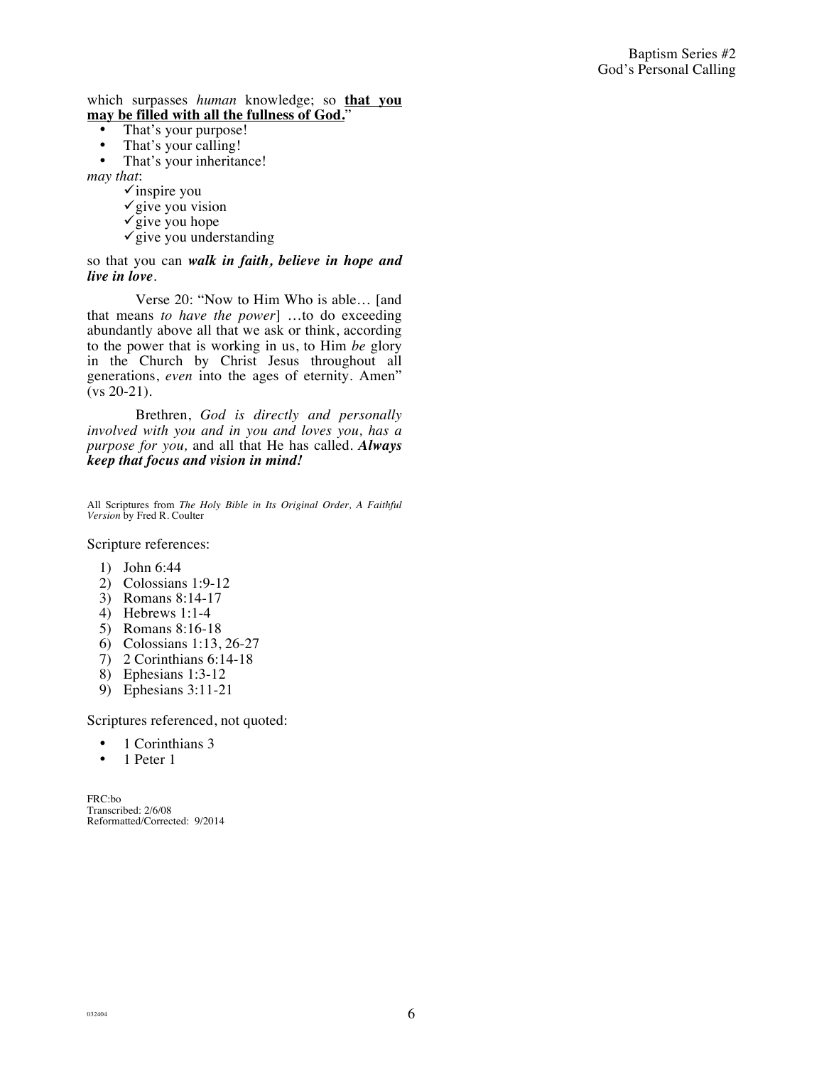which surpasses *human* knowledge; so **<u>that you may be filled with all the fullness of God.</u>**"

- That's your purpose!
- That's your calling!
- That's your inheritance!

*may that*:

- ✓inspire you
- ✓give you vision
- ✓give you hope
- ✓give you understanding

so that you can ***walk in faith, believe in hope and live in love***.

Verse 20: "Now to Him Who is able… [and that means *to have the power*] …to do exceeding abundantly above all that we ask or think, according to the power that is working in us, to Him *be* glory in the Church by Christ Jesus throughout all generations, *even* into the ages of eternity. Amen" (vs 20-21).

Brethren, *God is directly and personally involved with you and in you and loves you, has a purpose for you,* and all that He has called. ***Always keep that focus and vision in mind!***

All Scriptures from *The Holy Bible in Its Original Order, A Faithful Version* by Fred R. Coulter

Scripture references:

1) John 6:44
2) Colossians 1:9-12
3) Romans 8:14-17
4) Hebrews 1:1-4
5) Romans 8:16-18
6) Colossians 1:13, 26-27
7) 2 Corinthians 6:14-18
8) Ephesians 1:3-12
9) Ephesians 3:11-21

Scriptures referenced, not quoted:

- 1 Corinthians 3
- 1 Peter 1

FRC:bo
Transcribed: 2/6/08
Reformatted/Corrected: 9/2014